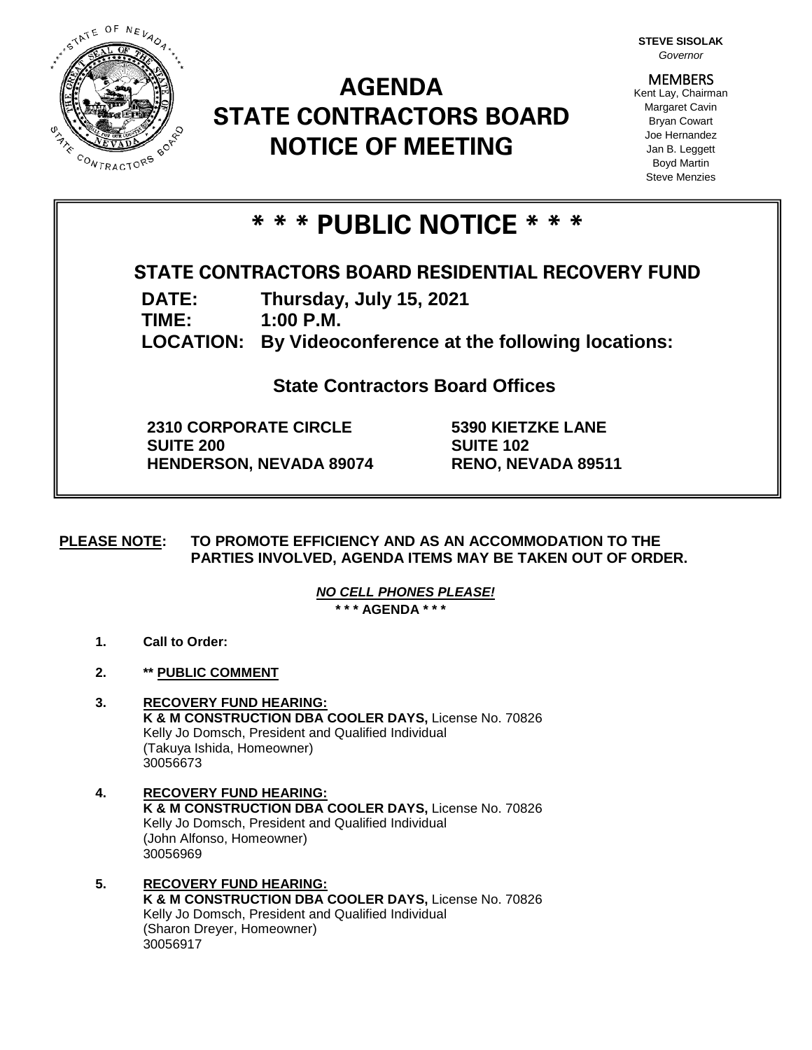**STEVE SISOLAK**
*Governor*

**MEMBERS**
Kent Lay, Chairman
Margaret Cavin
Bryan Cowart
Joe Hernandez
Jan B. Leggett
Boyd Martin
Steve Menzies

# AGENDA
# STATE CONTRACTORS BOARD
# NOTICE OF MEETING

## * * * PUBLIC NOTICE * * *

### STATE CONTRACTORS BOARD RESIDENTIAL RECOVERY FUND

**DATE:** Thursday, July 15, 2021
**TIME:** 1:00 P.M.
**LOCATION:** By Videoconference at the following locations:

**State Contractors Board Offices**

**2310 CORPORATE CIRCLE**
**SUITE 200**
**HENDERSON, NEVADA 89074**

**5390 KIETZKE LANE**
**SUITE 102**
**RENO, NEVADA 89511**

**PLEASE NOTE:** **TO PROMOTE EFFICIENCY AND AS AN ACCOMMODATION TO THE PARTIES INVOLVED, AGENDA ITEMS MAY BE TAKEN OUT OF ORDER.**

***NO CELL PHONES PLEASE!***

**\* \* \* AGENDA \* \* \***

1. **Call to Order:**

2. **\*\* PUBLIC COMMENT**

3. **RECOVERY FUND HEARING:**
   **K & M CONSTRUCTION DBA COOLER DAYS,** License No. 70826
   Kelly Jo Domsch, President and Qualified Individual
   (Takuya Ishida, Homeowner)
   30056673

4. **RECOVERY FUND HEARING:**
   **K & M CONSTRUCTION DBA COOLER DAYS,** License No. 70826
   Kelly Jo Domsch, President and Qualified Individual
   (John Alfonso, Homeowner)
   30056969

5. **RECOVERY FUND HEARING:**
   **K & M CONSTRUCTION DBA COOLER DAYS,** License No. 70826
   Kelly Jo Domsch, President and Qualified Individual
   (Sharon Dreyer, Homeowner)
   30056917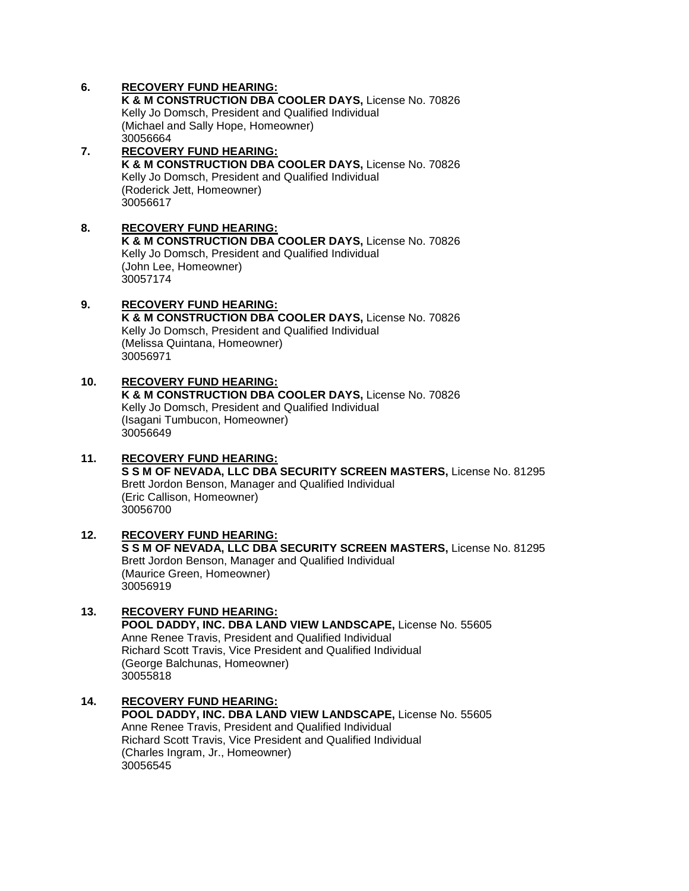6. **<u>RECOVERY FUND HEARING:</u>**
   **K & M CONSTRUCTION DBA COOLER DAYS,** License No. 70826
   Kelly Jo Domsch, President and Qualified Individual
   (Michael and Sally Hope, Homeowner)
   30056664

7. **<u>RECOVERY FUND HEARING:</u>**
   **K & M CONSTRUCTION DBA COOLER DAYS,** License No. 70826
   Kelly Jo Domsch, President and Qualified Individual
   (Roderick Jett, Homeowner)
   30056617

8. **<u>RECOVERY FUND HEARING:</u>**
   **K & M CONSTRUCTION DBA COOLER DAYS,** License No. 70826
   Kelly Jo Domsch, President and Qualified Individual
   (John Lee, Homeowner)
   30057174

9. **<u>RECOVERY FUND HEARING:</u>**
   **K & M CONSTRUCTION DBA COOLER DAYS,** License No. 70826
   Kelly Jo Domsch, President and Qualified Individual
   (Melissa Quintana, Homeowner)
   30056971

10. **<u>RECOVERY FUND HEARING:</u>**
    **K & M CONSTRUCTION DBA COOLER DAYS,** License No. 70826
    Kelly Jo Domsch, President and Qualified Individual
    (Isagani Tumbucon, Homeowner)
    30056649

11. **<u>RECOVERY FUND HEARING:</u>**
    **S S M OF NEVADA, LLC DBA SECURITY SCREEN MASTERS,** License No. 81295
    Brett Jordon Benson, Manager and Qualified Individual
    (Eric Callison, Homeowner)
    30056700

12. **<u>RECOVERY FUND HEARING:</u>**
    **S S M OF NEVADA, LLC DBA SECURITY SCREEN MASTERS,** License No. 81295
    Brett Jordon Benson, Manager and Qualified Individual
    (Maurice Green, Homeowner)
    30056919

13. **<u>RECOVERY FUND HEARING:</u>**
    **POOL DADDY, INC. DBA LAND VIEW LANDSCAPE,** License No. 55605
    Anne Renee Travis, President and Qualified Individual
    Richard Scott Travis, Vice President and Qualified Individual
    (George Balchunas, Homeowner)
    30055818

14. **<u>RECOVERY FUND HEARING:</u>**
    **POOL DADDY, INC. DBA LAND VIEW LANDSCAPE,** License No. 55605
    Anne Renee Travis, President and Qualified Individual
    Richard Scott Travis, Vice President and Qualified Individual
    (Charles Ingram, Jr., Homeowner)
    30056545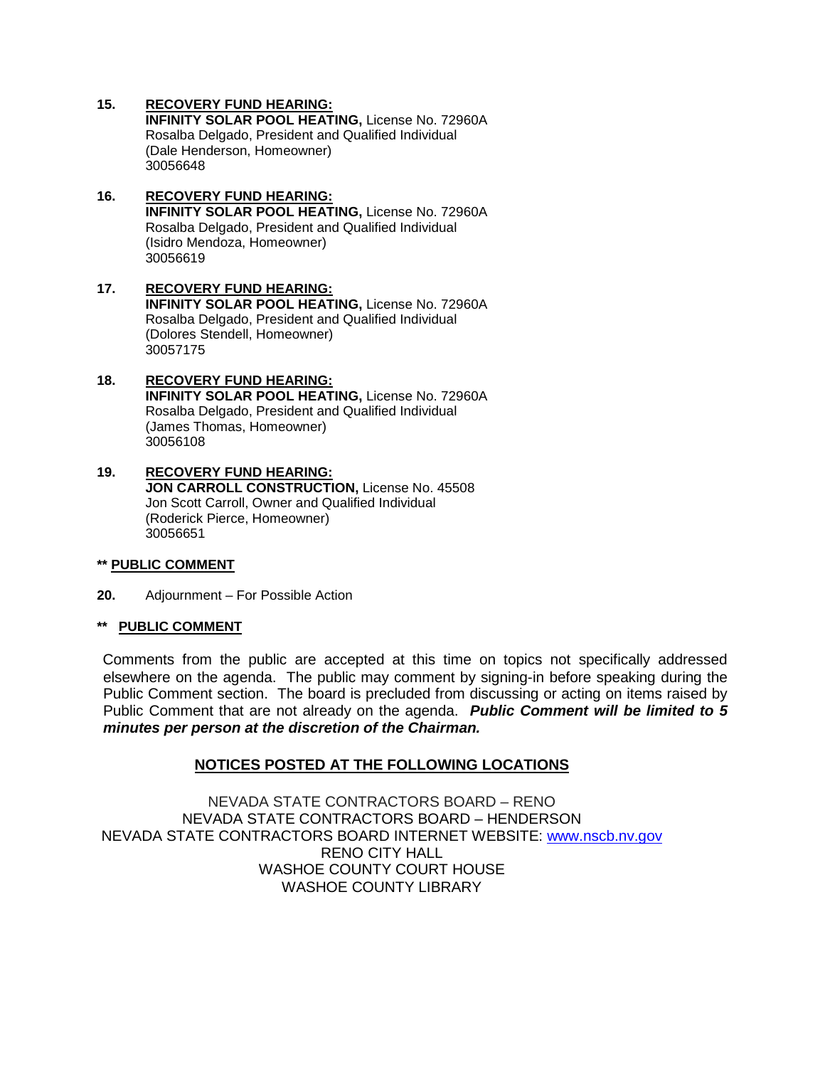15. **RECOVERY FUND HEARING:**
    **INFINITY SOLAR POOL HEATING,** License No. 72960A
    Rosalba Delgado, President and Qualified Individual
    (Dale Henderson, Homeowner)
    30056648

16. **RECOVERY FUND HEARING:**
    **INFINITY SOLAR POOL HEATING,** License No. 72960A
    Rosalba Delgado, President and Qualified Individual
    (Isidro Mendoza, Homeowner)
    30056619

17. **RECOVERY FUND HEARING:**
    **INFINITY SOLAR POOL HEATING,** License No. 72960A
    Rosalba Delgado, President and Qualified Individual
    (Dolores Stendell, Homeowner)
    30057175

18. **RECOVERY FUND HEARING:**
    **INFINITY SOLAR POOL HEATING,** License No. 72960A
    Rosalba Delgado, President and Qualified Individual
    (James Thomas, Homeowner)
    30056108

19. **RECOVERY FUND HEARING:**
    **JON CARROLL CONSTRUCTION,** License No. 45508
    Jon Scott Carroll, Owner and Qualified Individual
    (Roderick Pierce, Homeowner)
    30056651

**\*\* PUBLIC COMMENT**

**20.** Adjournment – For Possible Action

**\*\* PUBLIC COMMENT**

Comments from the public are accepted at this time on topics not specifically addressed elsewhere on the agenda. The public may comment by signing-in before speaking during the Public Comment section. The board is precluded from discussing or acting on items raised by Public Comment that are not already on the agenda. ***Public Comment will be limited to 5 minutes per person at the discretion of the Chairman.***

**NOTICES POSTED AT THE FOLLOWING LOCATIONS**

NEVADA STATE CONTRACTORS BOARD – RENO
NEVADA STATE CONTRACTORS BOARD – HENDERSON
NEVADA STATE CONTRACTORS BOARD INTERNET WEBSITE: www.nscb.nv.gov
RENO CITY HALL
WASHOE COUNTY COURT HOUSE
WASHOE COUNTY LIBRARY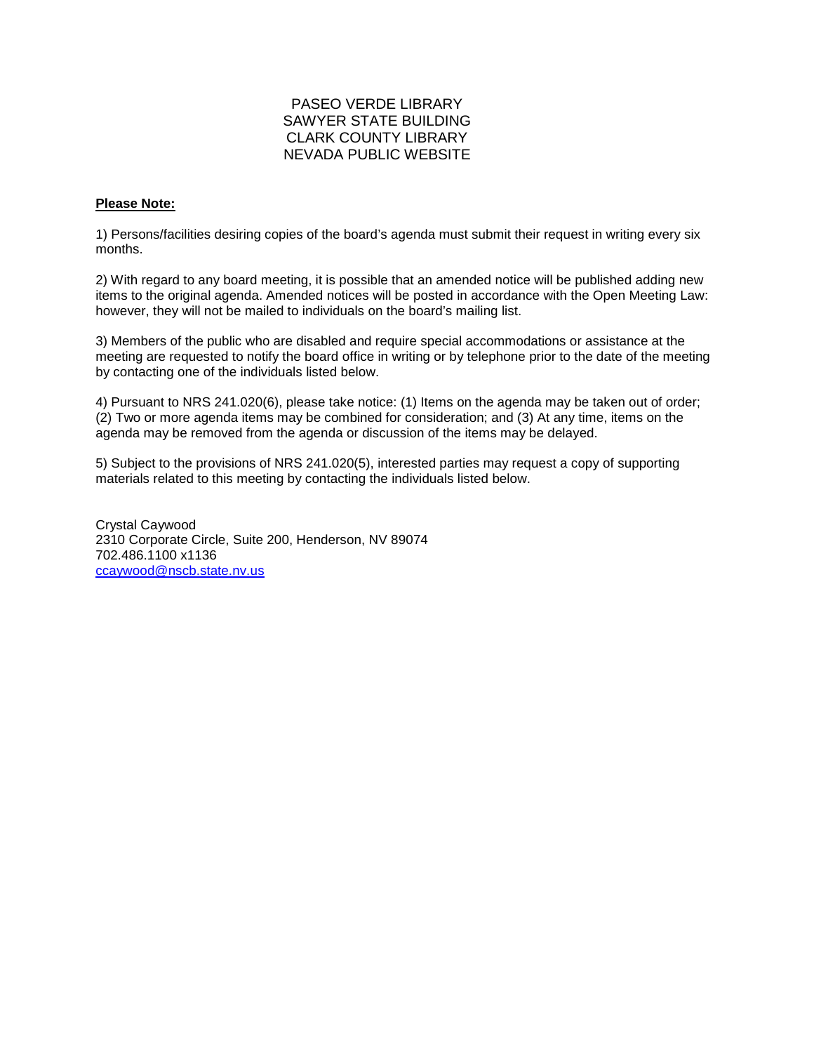PASEO VERDE LIBRARY
SAWYER STATE BUILDING
CLARK COUNTY LIBRARY
NEVADA PUBLIC WEBSITE

**Please Note:**

1) Persons/facilities desiring copies of the board's agenda must submit their request in writing every six months.

2) With regard to any board meeting, it is possible that an amended notice will be published adding new items to the original agenda. Amended notices will be posted in accordance with the Open Meeting Law: however, they will not be mailed to individuals on the board's mailing list.

3) Members of the public who are disabled and require special accommodations or assistance at the meeting are requested to notify the board office in writing or by telephone prior to the date of the meeting by contacting one of the individuals listed below.

4) Pursuant to NRS 241.020(6), please take notice: (1) Items on the agenda may be taken out of order; (2) Two or more agenda items may be combined for consideration; and (3) At any time, items on the agenda may be removed from the agenda or discussion of the items may be delayed.

5) Subject to the provisions of NRS 241.020(5), interested parties may request a copy of supporting materials related to this meeting by contacting the individuals listed below.

Crystal Caywood
2310 Corporate Circle, Suite 200, Henderson, NV 89074
702.486.1100 x1136
ccaywood@nscb.state.nv.us